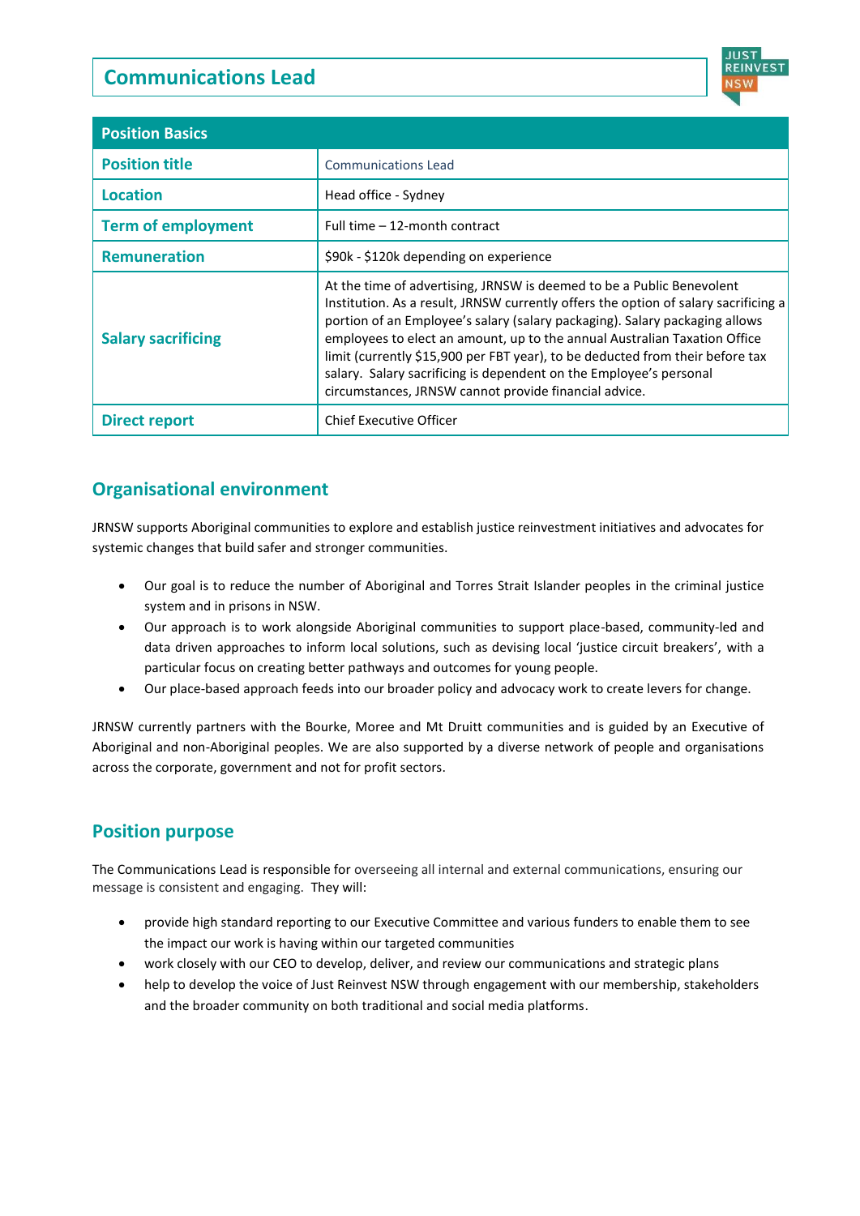# Communications Lead

JUST REINVEST NSW

| Position Basics | |
|---|---|
| **Position title** | Communications Lead |
| **Location** | Head office - Sydney |
| **Term of employment** | Full time – 12-month contract |
| **Remuneration** | $90k - $120k depending on experience |
| **Salary sacrificing** | At the time of advertising, JRNSW is deemed to be a Public Benevolent Institution. As a result, JRNSW currently offers the option of salary sacrificing a portion of an Employee's salary (salary packaging). Salary packaging allows employees to elect an amount, up to the annual Australian Taxation Office limit (currently $15,900 per FBT year), to be deducted from their before tax salary. Salary sacrificing is dependent on the Employee's personal circumstances, JRNSW cannot provide financial advice. |
| **Direct report** | Chief Executive Officer |

## Organisational environment

JRNSW supports Aboriginal communities to explore and establish justice reinvestment initiatives and advocates for systemic changes that build safer and stronger communities.

- Our goal is to reduce the number of Aboriginal and Torres Strait Islander peoples in the criminal justice system and in prisons in NSW.
- Our approach is to work alongside Aboriginal communities to support place-based, community-led and data driven approaches to inform local solutions, such as devising local 'justice circuit breakers', with a particular focus on creating better pathways and outcomes for young people.
- Our place-based approach feeds into our broader policy and advocacy work to create levers for change.

JRNSW currently partners with the Bourke, Moree and Mt Druitt communities and is guided by an Executive of Aboriginal and non-Aboriginal peoples. We are also supported by a diverse network of people and organisations across the corporate, government and not for profit sectors.

## Position purpose

The Communications Lead is responsible for overseeing all internal and external communications, ensuring our message is consistent and engaging. They will:

- provide high standard reporting to our Executive Committee and various funders to enable them to see the impact our work is having within our targeted communities
- work closely with our CEO to develop, deliver, and review our communications and strategic plans
- help to develop the voice of Just Reinvest NSW through engagement with our membership, stakeholders and the broader community on both traditional and social media platforms.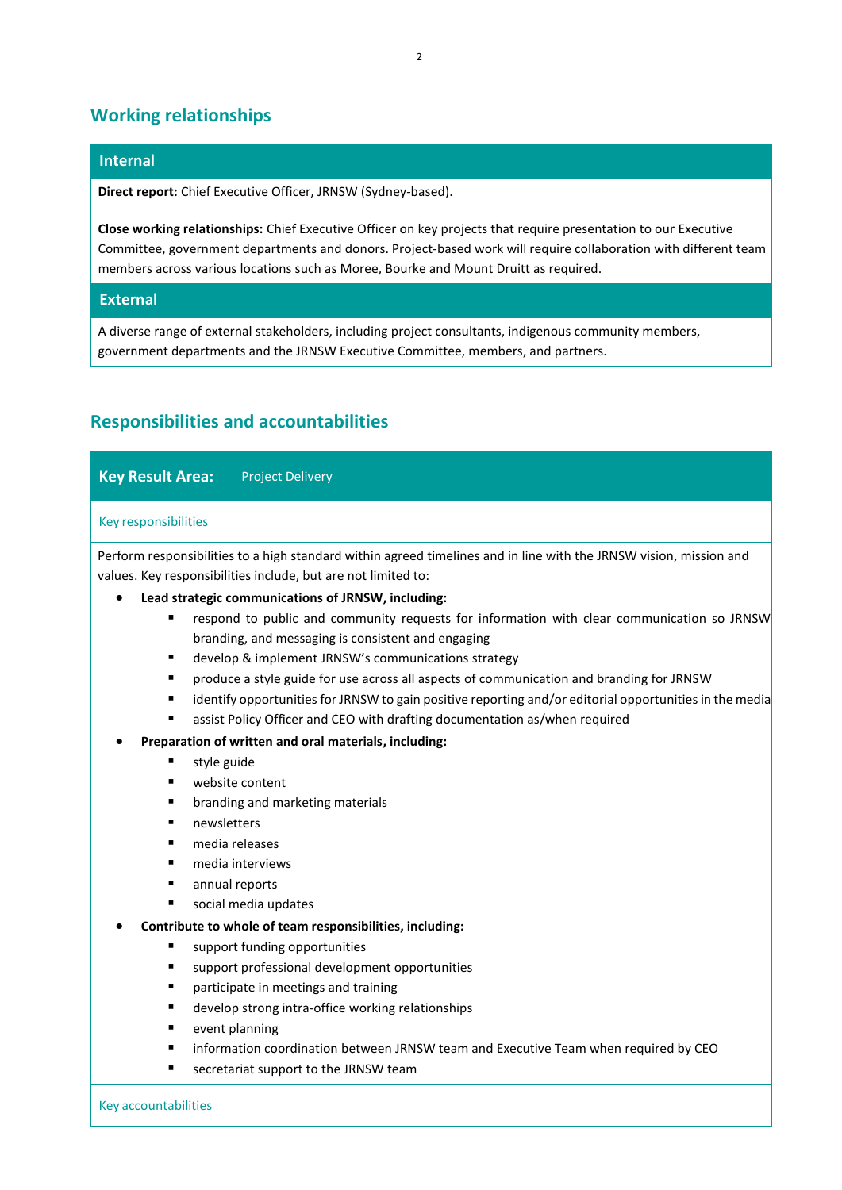## Working relationships

### Internal

**Direct report:** Chief Executive Officer, JRNSW (Sydney-based).

**Close working relationships:** Chief Executive Officer on key projects that require presentation to our Executive Committee, government departments and donors. Project-based work will require collaboration with different team members across various locations such as Moree, Bourke and Mount Druitt as required.

### External

A diverse range of external stakeholders, including project consultants, indigenous community members, government departments and the JRNSW Executive Committee, members, and partners.

## Responsibilities and accountabilities

### Key Result Area: Project Delivery

#### Key responsibilities

Perform responsibilities to a high standard within agreed timelines and in line with the JRNSW vision, mission and values. Key responsibilities include, but are not limited to:

- **Lead strategic communications of JRNSW, including:**
  - respond to public and community requests for information with clear communication so JRNSW branding, and messaging is consistent and engaging
  - develop & implement JRNSW's communications strategy
  - produce a style guide for use across all aspects of communication and branding for JRNSW
  - identify opportunities for JRNSW to gain positive reporting and/or editorial opportunities in the media
  - assist Policy Officer and CEO with drafting documentation as/when required
- **Preparation of written and oral materials, including:**
  - style guide
  - website content
  - branding and marketing materials
  - newsletters
  - media releases
  - media interviews
  - annual reports
  - social media updates
- **Contribute to whole of team responsibilities, including:**
  - support funding opportunities
  - support professional development opportunities
  - participate in meetings and training
  - develop strong intra-office working relationships
  - event planning
  - information coordination between JRNSW team and Executive Team when required by CEO
  - secretariat support to the JRNSW team

#### Key accountabilities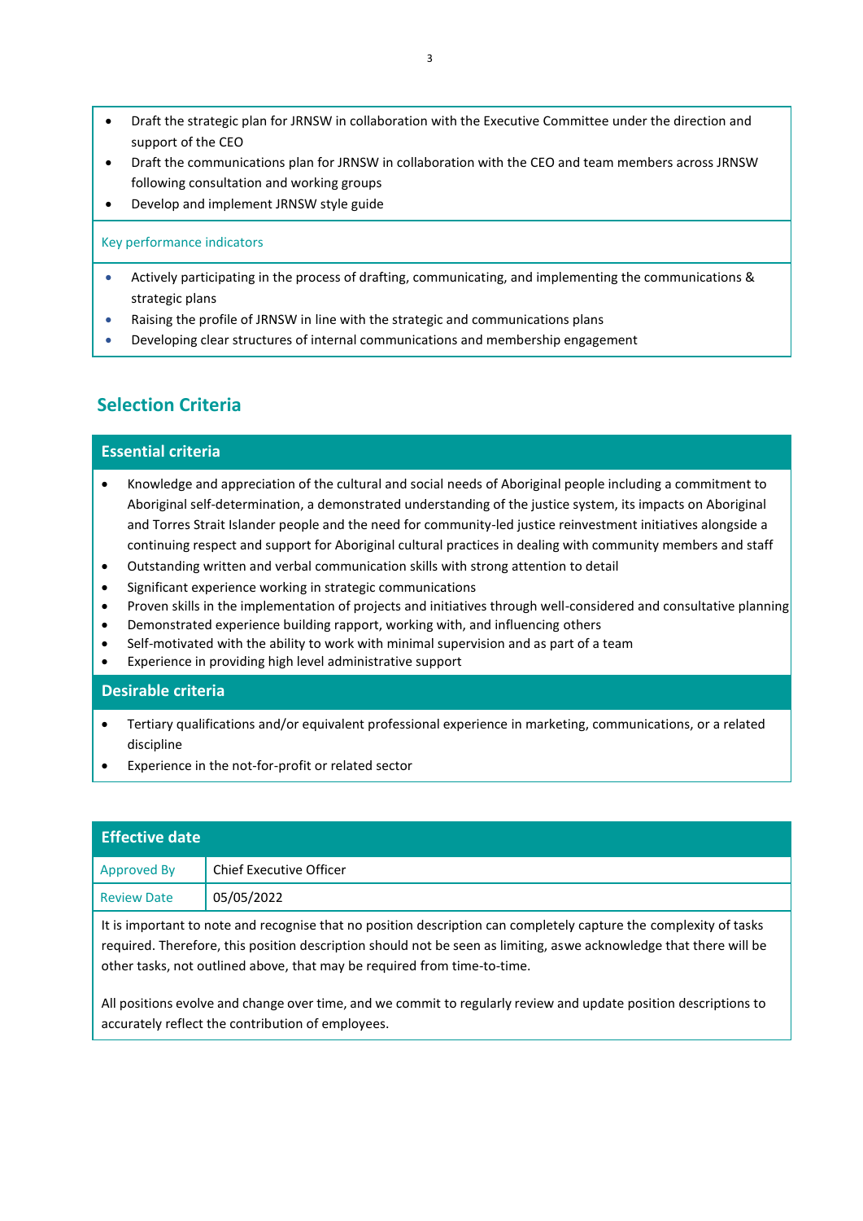- Draft the strategic plan for JRNSW in collaboration with the Executive Committee under the direction and support of the CEO
- Draft the communications plan for JRNSW in collaboration with the CEO and team members across JRNSW following consultation and working groups
- Develop and implement JRNSW style guide

Key performance indicators

- Actively participating in the process of drafting, communicating, and implementing the communications & strategic plans
- Raising the profile of JRNSW in line with the strategic and communications plans
- Developing clear structures of internal communications and membership engagement

## Selection Criteria

### Essential criteria

- Knowledge and appreciation of the cultural and social needs of Aboriginal people including a commitment to Aboriginal self-determination, a demonstrated understanding of the justice system, its impacts on Aboriginal and Torres Strait Islander people and the need for community-led justice reinvestment initiatives alongside a continuing respect and support for Aboriginal cultural practices in dealing with community members and staff
- Outstanding written and verbal communication skills with strong attention to detail
- Significant experience working in strategic communications
- Proven skills in the implementation of projects and initiatives through well-considered and consultative planning
- Demonstrated experience building rapport, working with, and influencing others
- Self-motivated with the ability to work with minimal supervision and as part of a team
- Experience in providing high level administrative support

### Desirable criteria

- Tertiary qualifications and/or equivalent professional experience in marketing, communications, or a related discipline
- Experience in the not-for-profit or related sector

### Effective date

| | |
|---|---|
| Approved By | Chief Executive Officer |
| Review Date | 05/05/2022 |

It is important to note and recognise that no position description can completely capture the complexity of tasks required. Therefore, this position description should not be seen as limiting, aswe acknowledge that there will be other tasks, not outlined above, that may be required from time-to-time.

All positions evolve and change over time, and we commit to regularly review and update position descriptions to accurately reflect the contribution of employees.